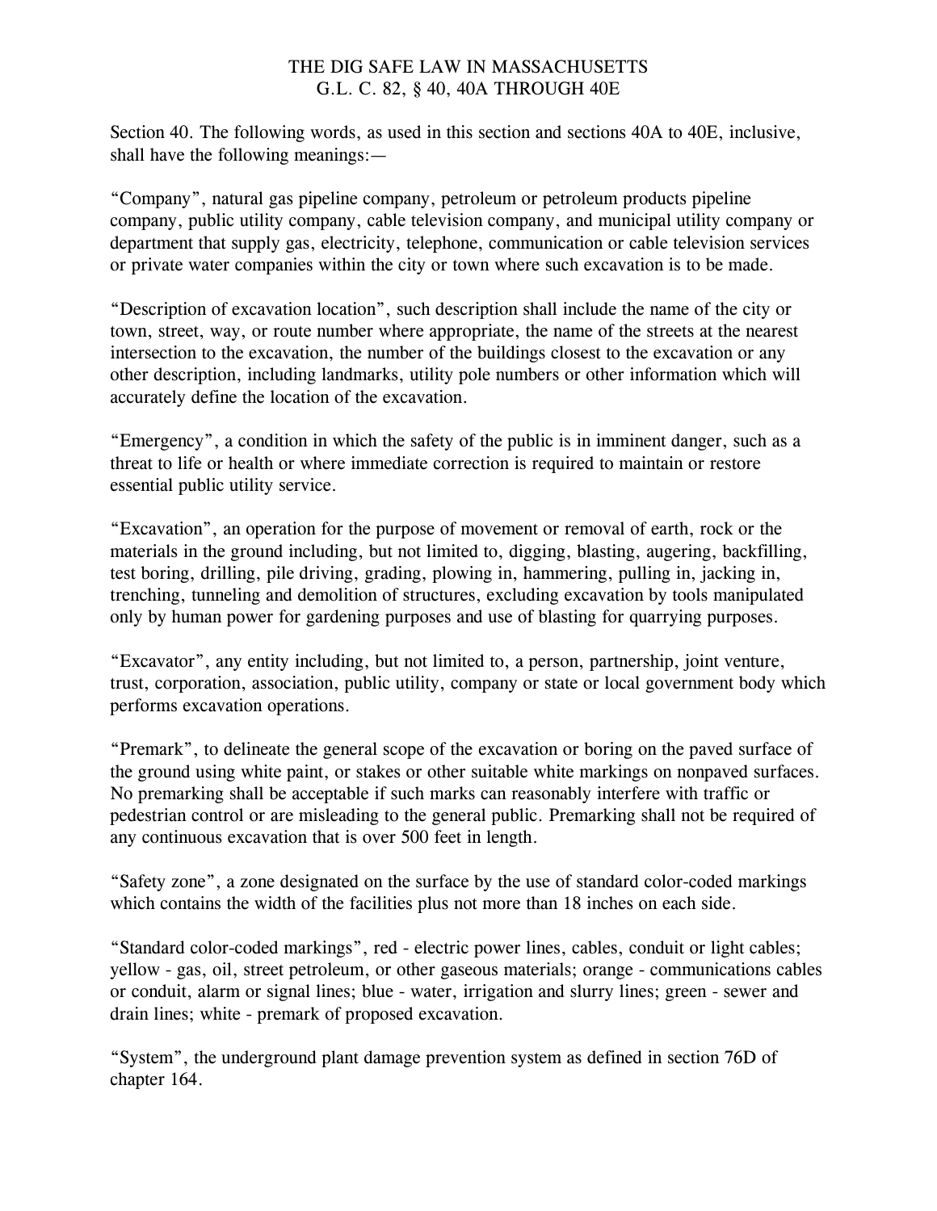# THE DIG SAFE LAW IN MASSACHUSETTS
## G.L. C. 82, § 40, 40A THROUGH 40E

Section 40. The following words, as used in this section and sections 40A to 40E, inclusive, shall have the following meanings:—

“Company”, natural gas pipeline company, petroleum or petroleum products pipeline company, public utility company, cable television company, and municipal utility company or department that supply gas, electricity, telephone, communication or cable television services or private water companies within the city or town where such excavation is to be made.

“Description of excavation location”, such description shall include the name of the city or town, street, way, or route number where appropriate, the name of the streets at the nearest intersection to the excavation, the number of the buildings closest to the excavation or any other description, including landmarks, utility pole numbers or other information which will accurately define the location of the excavation.

“Emergency”, a condition in which the safety of the public is in imminent danger, such as a threat to life or health or where immediate correction is required to maintain or restore essential public utility service.

“Excavation”, an operation for the purpose of movement or removal of earth, rock or the materials in the ground including, but not limited to, digging, blasting, augering, backfilling, test boring, drilling, pile driving, grading, plowing in, hammering, pulling in, jacking in, trenching, tunneling and demolition of structures, excluding excavation by tools manipulated only by human power for gardening purposes and use of blasting for quarrying purposes.

“Excavator”, any entity including, but not limited to, a person, partnership, joint venture, trust, corporation, association, public utility, company or state or local government body which performs excavation operations.

“Premark”, to delineate the general scope of the excavation or boring on the paved surface of the ground using white paint, or stakes or other suitable white markings on nonpaved surfaces. No premarking shall be acceptable if such marks can reasonably interfere with traffic or pedestrian control or are misleading to the general public. Premarking shall not be required of any continuous excavation that is over 500 feet in length.

“Safety zone”, a zone designated on the surface by the use of standard color-coded markings which contains the width of the facilities plus not more than 18 inches on each side.

“Standard color-coded markings”, red - electric power lines, cables, conduit or light cables; yellow - gas, oil, street petroleum, or other gaseous materials; orange - communications cables or conduit, alarm or signal lines; blue - water, irrigation and slurry lines; green - sewer and drain lines; white - premark of proposed excavation.

“System”, the underground plant damage prevention system as defined in section 76D of chapter 164.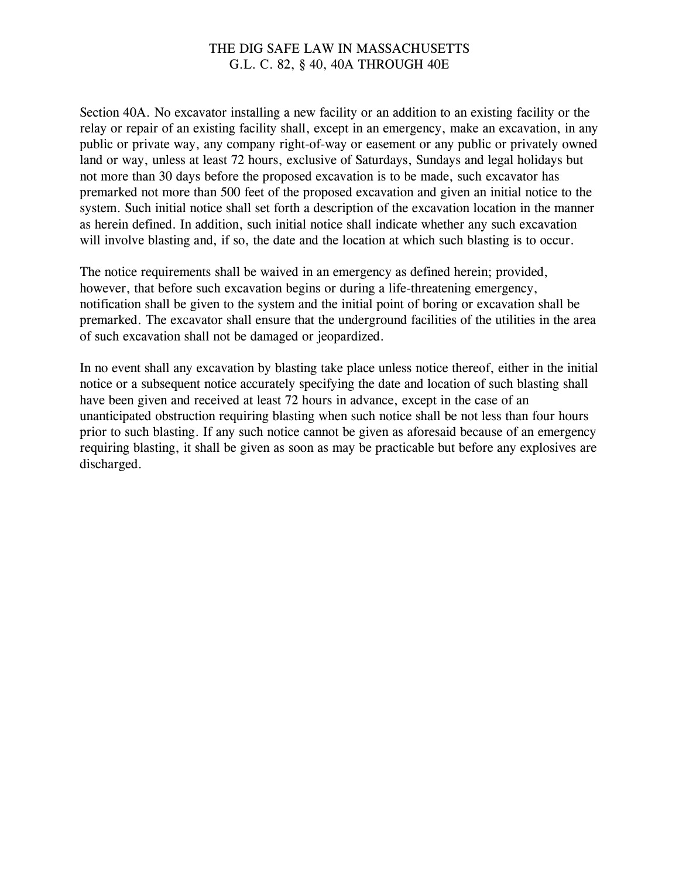Section 40A. No excavator installing a new facility or an addition to an existing facility or the relay or repair of an existing facility shall, except in an emergency, make an excavation, in any public or private way, any company right-of-way or easement or any public or privately owned land or way, unless at least 72 hours, exclusive of Saturdays, Sundays and legal holidays but not more than 30 days before the proposed excavation is to be made, such excavator has premarked not more than 500 feet of the proposed excavation and given an initial notice to the system. Such initial notice shall set forth a description of the excavation location in the manner as herein defined. In addition, such initial notice shall indicate whether any such excavation will involve blasting and, if so, the date and the location at which such blasting is to occur.

The notice requirements shall be waived in an emergency as defined herein; provided, however, that before such excavation begins or during a life-threatening emergency, notification shall be given to the system and the initial point of boring or excavation shall be premarked. The excavator shall ensure that the underground facilities of the utilities in the area of such excavation shall not be damaged or jeopardized.

In no event shall any excavation by blasting take place unless notice thereof, either in the initial notice or a subsequent notice accurately specifying the date and location of such blasting shall have been given and received at least 72 hours in advance, except in the case of an unanticipated obstruction requiring blasting when such notice shall be not less than four hours prior to such blasting. If any such notice cannot be given as aforesaid because of an emergency requiring blasting, it shall be given as soon as may be practicable but before any explosives are discharged.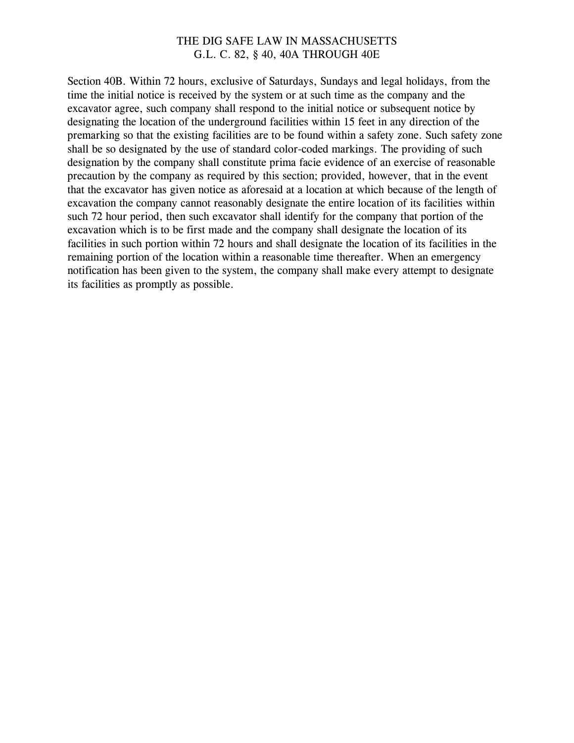Section 40B. Within 72 hours, exclusive of Saturdays, Sundays and legal holidays, from the time the initial notice is received by the system or at such time as the company and the excavator agree, such company shall respond to the initial notice or subsequent notice by designating the location of the underground facilities within 15 feet in any direction of the premarking so that the existing facilities are to be found within a safety zone. Such safety zone shall be so designated by the use of standard color-coded markings. The providing of such designation by the company shall constitute prima facie evidence of an exercise of reasonable precaution by the company as required by this section; provided, however, that in the event that the excavator has given notice as aforesaid at a location at which because of the length of excavation the company cannot reasonably designate the entire location of its facilities within such 72 hour period, then such excavator shall identify for the company that portion of the excavation which is to be first made and the company shall designate the location of its facilities in such portion within 72 hours and shall designate the location of its facilities in the remaining portion of the location within a reasonable time thereafter. When an emergency notification has been given to the system, the company shall make every attempt to designate its facilities as promptly as possible.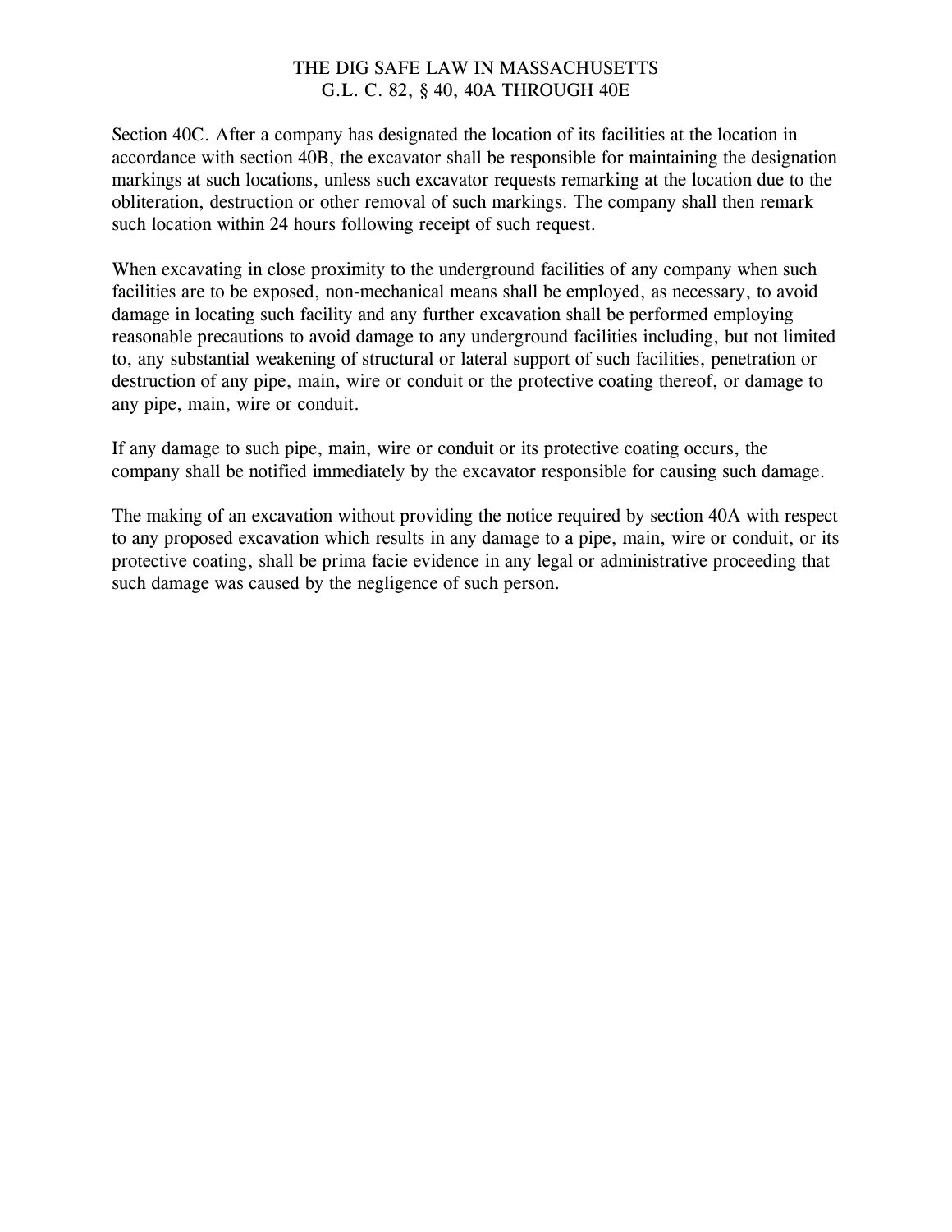Section 40C. After a company has designated the location of its facilities at the location in accordance with section 40B, the excavator shall be responsible for maintaining the designation markings at such locations, unless such excavator requests remarking at the location due to the obliteration, destruction or other removal of such markings. The company shall then remark such location within 24 hours following receipt of such request.

When excavating in close proximity to the underground facilities of any company when such facilities are to be exposed, non-mechanical means shall be employed, as necessary, to avoid damage in locating such facility and any further excavation shall be performed employing reasonable precautions to avoid damage to any underground facilities including, but not limited to, any substantial weakening of structural or lateral support of such facilities, penetration or destruction of any pipe, main, wire or conduit or the protective coating thereof, or damage to any pipe, main, wire or conduit.

If any damage to such pipe, main, wire or conduit or its protective coating occurs, the company shall be notified immediately by the excavator responsible for causing such damage.

The making of an excavation without providing the notice required by section 40A with respect to any proposed excavation which results in any damage to a pipe, main, wire or conduit, or its protective coating, shall be prima facie evidence in any legal or administrative proceeding that such damage was caused by the negligence of such person.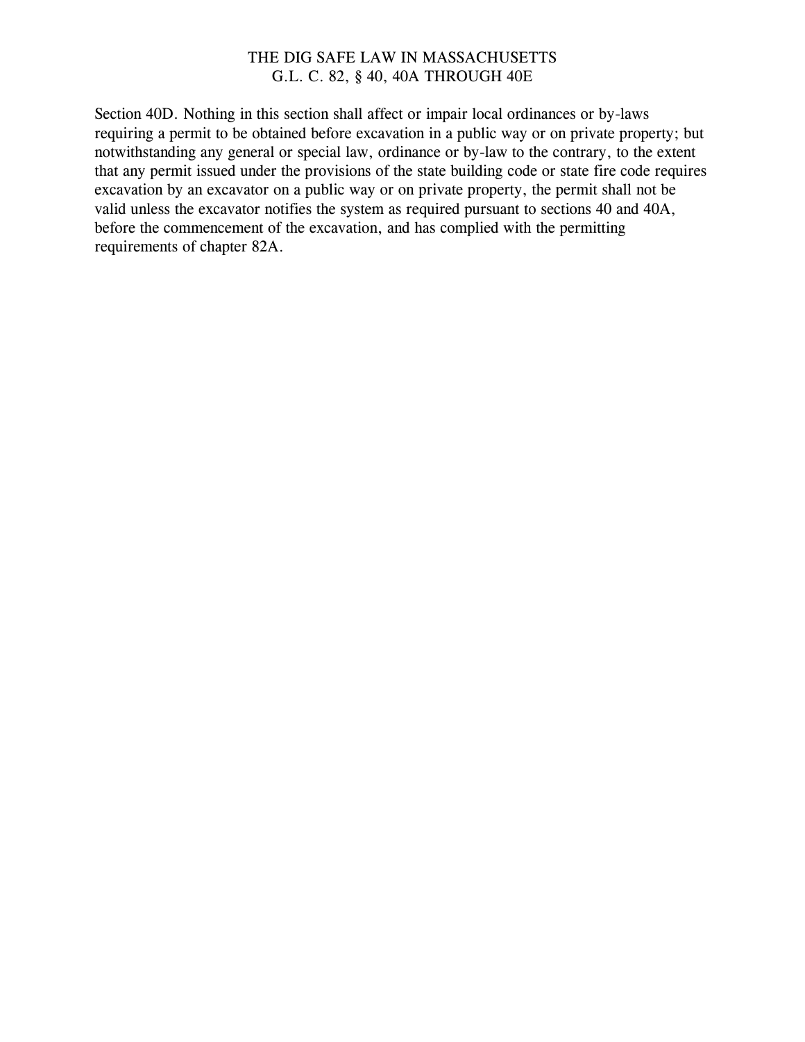Section 40D. Nothing in this section shall affect or impair local ordinances or by-laws requiring a permit to be obtained before excavation in a public way or on private property; but notwithstanding any general or special law, ordinance or by-law to the contrary, to the extent that any permit issued under the provisions of the state building code or state fire code requires excavation by an excavator on a public way or on private property, the permit shall not be valid unless the excavator notifies the system as required pursuant to sections 40 and 40A, before the commencement of the excavation, and has complied with the permitting requirements of chapter 82A.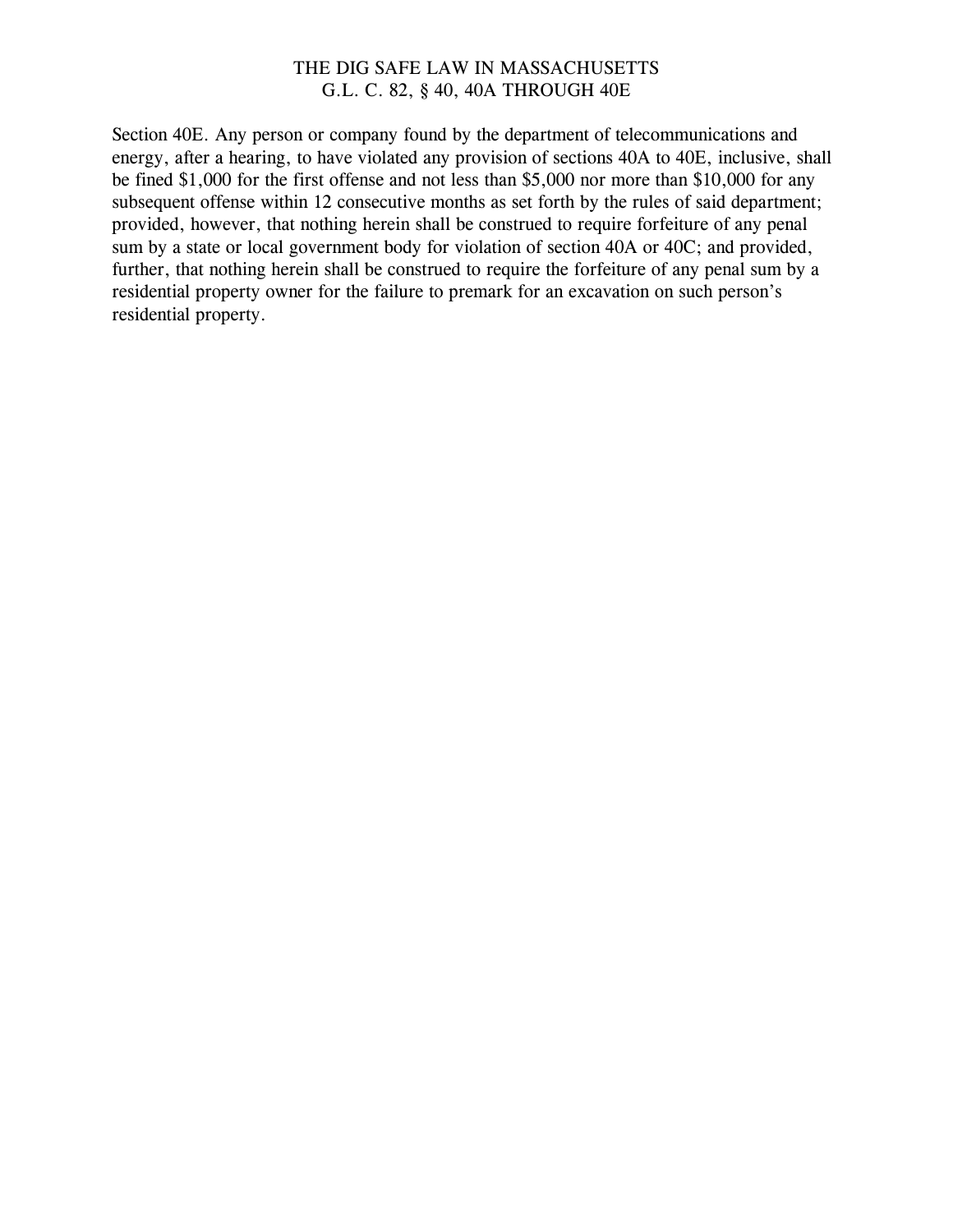Section 40E. Any person or company found by the department of telecommunications and energy, after a hearing, to have violated any provision of sections 40A to 40E, inclusive, shall be fined $1,000 for the first offense and not less than $5,000 nor more than $10,000 for any subsequent offense within 12 consecutive months as set forth by the rules of said department; provided, however, that nothing herein shall be construed to require forfeiture of any penal sum by a state or local government body for violation of section 40A or 40C; and provided, further, that nothing herein shall be construed to require the forfeiture of any penal sum by a residential property owner for the failure to premark for an excavation on such person's residential property.